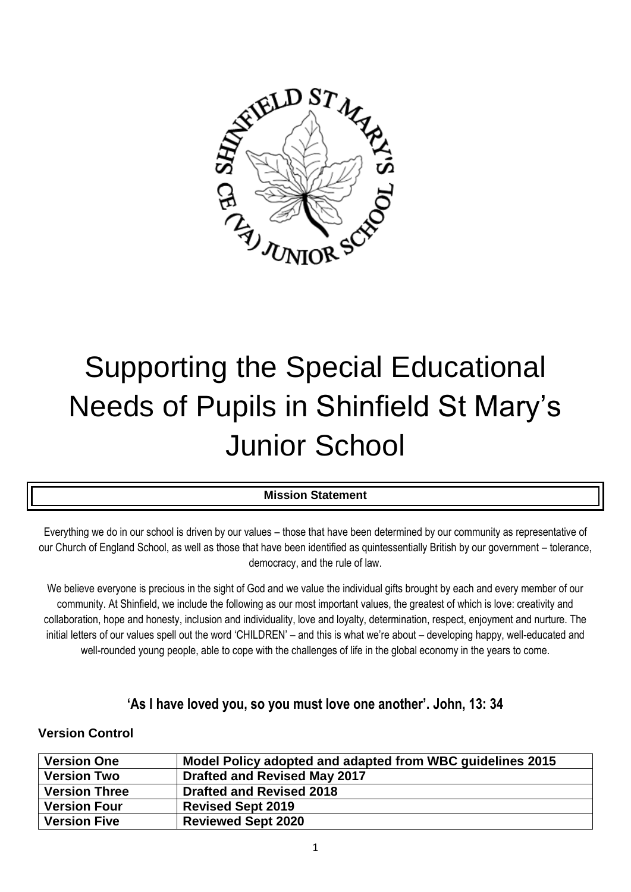# Supporting the Special Educational Needs of Pupils in Shinfield St Mary's Junior School

**Mission Statement**

Everything we do in our school is driven by our values – those that have been determined by our community as representative of our Church of England School, as well as those that have been identified as quintessentially British by our government – tolerance, democracy, and the rule of law.

We believe everyone is precious in the sight of God and we value the individual gifts brought by each and every member of our community. At Shinfield, we include the following as our most important values, the greatest of which is love: creativity and collaboration, hope and honesty, inclusion and individuality, love and loyalty, determination, respect, enjoyment and nurture. The initial letters of our values spell out the word 'CHILDREN' – and this is what we're about – developing happy, well-educated and well-rounded young people, able to cope with the challenges of life in the global economy in the years to come.

**'As I have loved you, so you must love one another'. John, 13: 34**

**Version Control**

| | |
|---|---|
| **Version One** | **Model Policy adopted and adapted from WBC guidelines 2015** |
| **Version Two** | **Drafted and Revised May 2017** |
| **Version Three** | **Drafted and Revised 2018** |
| **Version Four** | **Revised Sept 2019** |
| **Version Five** | **Reviewed Sept 2020** |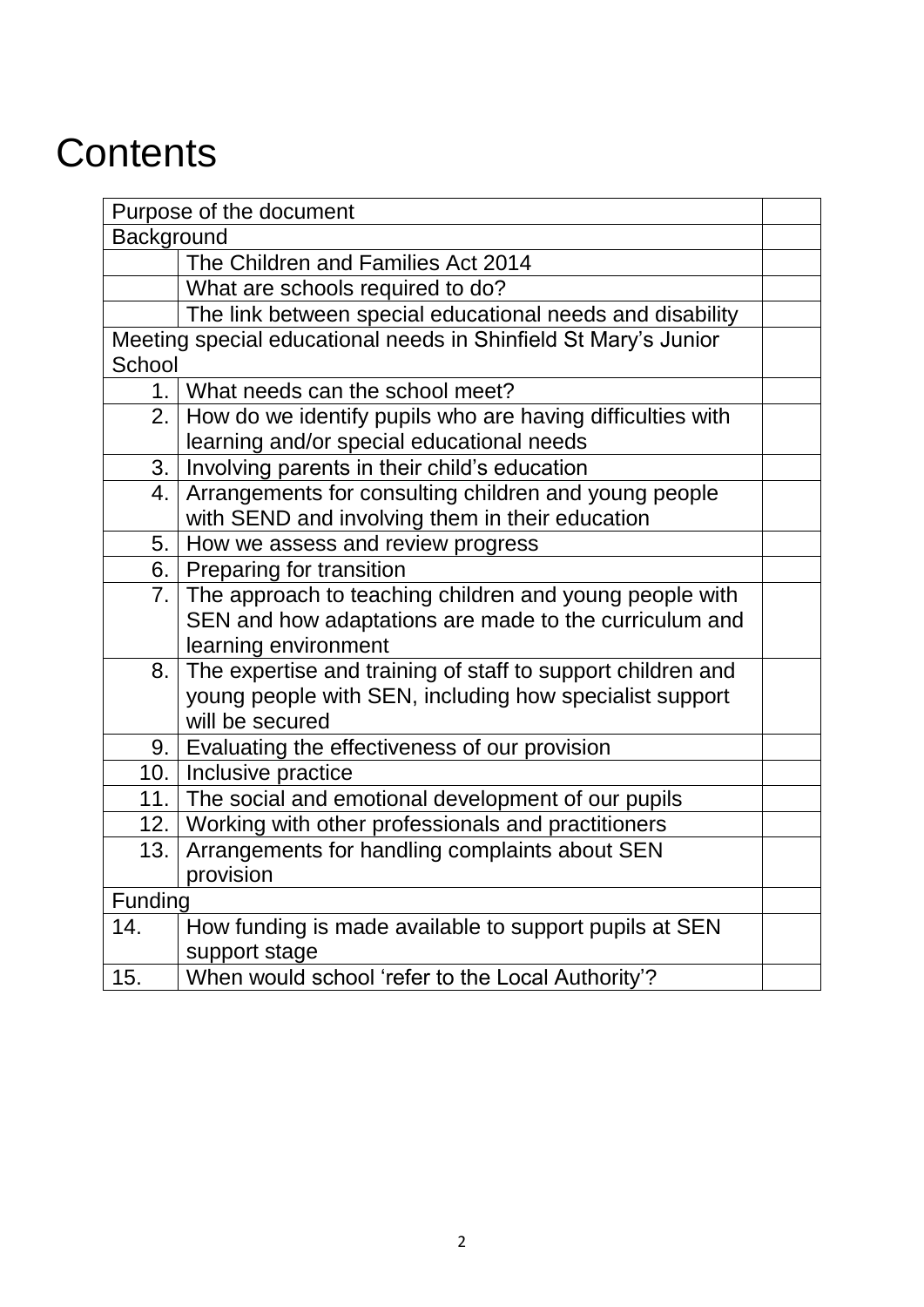# Contents

| | | |
|---|---|---|
| Purpose of the document | | |
| Background | | |
| | The Children and Families Act 2014 | |
| | What are schools required to do? | |
| | The link between special educational needs and disability | |
| Meeting special educational needs in Shinfield St Mary's Junior School | | |
| 1. | What needs can the school meet? | |
| 2. | How do we identify pupils who are having difficulties with learning and/or special educational needs | |
| 3. | Involving parents in their child's education | |
| 4. | Arrangements for consulting children and young people with SEND and involving them in their education | |
| 5. | How we assess and review progress | |
| 6. | Preparing for transition | |
| 7. | The approach to teaching children and young people with SEN and how adaptations are made to the curriculum and learning environment | |
| 8. | The expertise and training of staff to support children and young people with SEN, including how specialist support will be secured | |
| 9. | Evaluating the effectiveness of our provision | |
| 10. | Inclusive practice | |
| 11. | The social and emotional development of our pupils | |
| 12. | Working with other professionals and practitioners | |
| 13. | Arrangements for handling complaints about SEN provision | |
| Funding | | |
| 14. | How funding is made available to support pupils at SEN support stage | |
| 15. | When would school 'refer to the Local Authority'? | |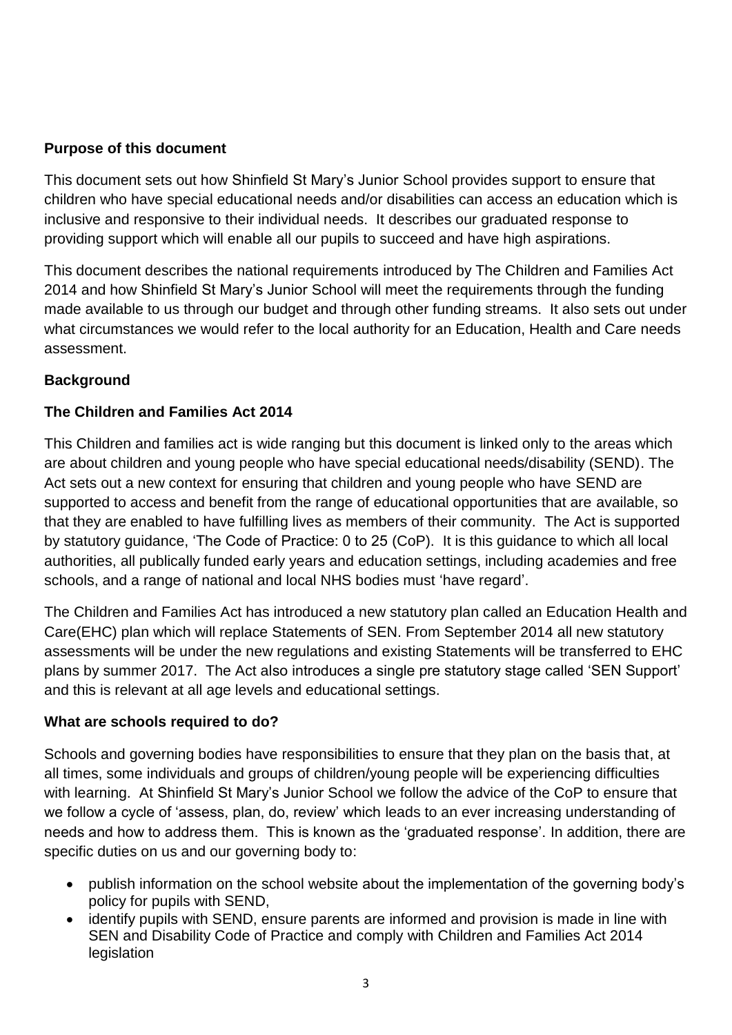## Purpose of this document

This document sets out how Shinfield St Mary's Junior School provides support to ensure that children who have special educational needs and/or disabilities can access an education which is inclusive and responsive to their individual needs. It describes our graduated response to providing support which will enable all our pupils to succeed and have high aspirations.

This document describes the national requirements introduced by The Children and Families Act 2014 and how Shinfield St Mary's Junior School will meet the requirements through the funding made available to us through our budget and through other funding streams. It also sets out under what circumstances we would refer to the local authority for an Education, Health and Care needs assessment.

## Background

### The Children and Families Act 2014

This Children and families act is wide ranging but this document is linked only to the areas which are about children and young people who have special educational needs/disability (SEND). The Act sets out a new context for ensuring that children and young people who have SEND are supported to access and benefit from the range of educational opportunities that are available, so that they are enabled to have fulfilling lives as members of their community. The Act is supported by statutory guidance, 'The Code of Practice: 0 to 25 (CoP). It is this guidance to which all local authorities, all publically funded early years and education settings, including academies and free schools, and a range of national and local NHS bodies must 'have regard'.

The Children and Families Act has introduced a new statutory plan called an Education Health and Care(EHC) plan which will replace Statements of SEN. From September 2014 all new statutory assessments will be under the new regulations and existing Statements will be transferred to EHC plans by summer 2017. The Act also introduces a single pre statutory stage called 'SEN Support' and this is relevant at all age levels and educational settings.

### What are schools required to do?

Schools and governing bodies have responsibilities to ensure that they plan on the basis that, at all times, some individuals and groups of children/young people will be experiencing difficulties with learning. At Shinfield St Mary's Junior School we follow the advice of the CoP to ensure that we follow a cycle of 'assess, plan, do, review' which leads to an ever increasing understanding of needs and how to address them. This is known as the 'graduated response'. In addition, there are specific duties on us and our governing body to:

- publish information on the school website about the implementation of the governing body's policy for pupils with SEND,
- identify pupils with SEND, ensure parents are informed and provision is made in line with SEN and Disability Code of Practice and comply with Children and Families Act 2014 legislation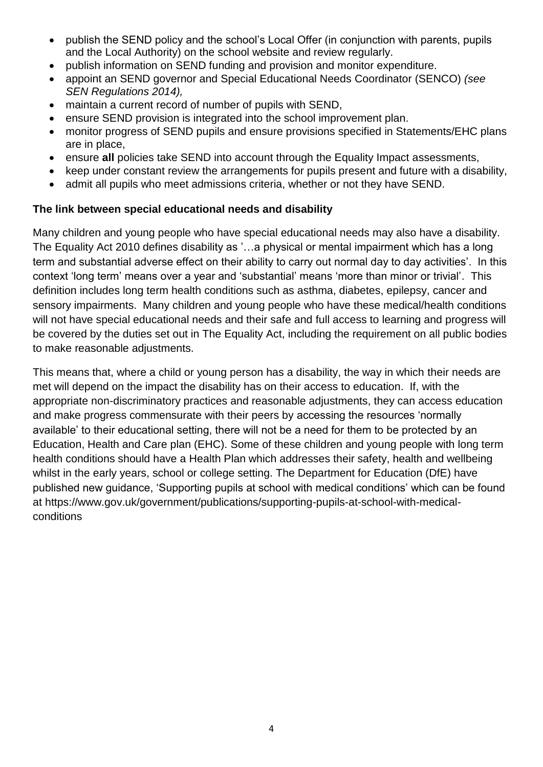- publish the SEND policy and the school's Local Offer (in conjunction with parents, pupils and the Local Authority) on the school website and review regularly.
- publish information on SEND funding and provision and monitor expenditure.
- appoint an SEND governor and Special Educational Needs Coordinator (SENCO) *(see SEN Regulations 2014),*
- maintain a current record of number of pupils with SEND,
- ensure SEND provision is integrated into the school improvement plan.
- monitor progress of SEND pupils and ensure provisions specified in Statements/EHC plans are in place,
- ensure **all** policies take SEND into account through the Equality Impact assessments,
- keep under constant review the arrangements for pupils present and future with a disability,
- admit all pupils who meet admissions criteria, whether or not they have SEND.

**The link between special educational needs and disability**

Many children and young people who have special educational needs may also have a disability. The Equality Act 2010 defines disability as '…a physical or mental impairment which has a long term and substantial adverse effect on their ability to carry out normal day to day activities'. In this context 'long term' means over a year and 'substantial' means 'more than minor or trivial'. This definition includes long term health conditions such as asthma, diabetes, epilepsy, cancer and sensory impairments. Many children and young people who have these medical/health conditions will not have special educational needs and their safe and full access to learning and progress will be covered by the duties set out in The Equality Act, including the requirement on all public bodies to make reasonable adjustments.

This means that, where a child or young person has a disability, the way in which their needs are met will depend on the impact the disability has on their access to education. If, with the appropriate non-discriminatory practices and reasonable adjustments, they can access education and make progress commensurate with their peers by accessing the resources 'normally available' to their educational setting, there will not be a need for them to be protected by an Education, Health and Care plan (EHC). Some of these children and young people with long term health conditions should have a Health Plan which addresses their safety, health and wellbeing whilst in the early years, school or college setting. The Department for Education (DfE) have published new guidance, 'Supporting pupils at school with medical conditions' which can be found at https://www.gov.uk/government/publications/supporting-pupils-at-school-with-medical-conditions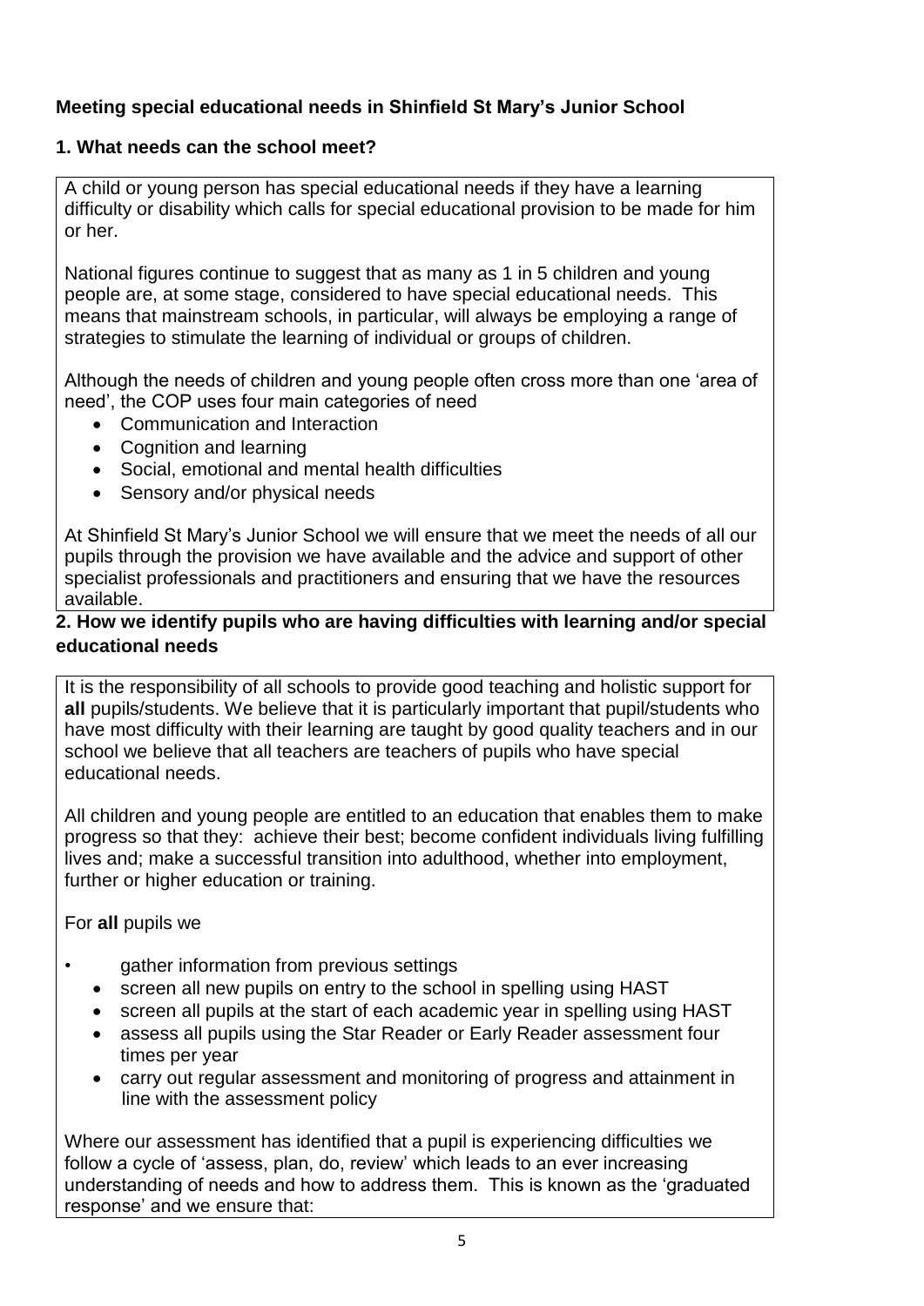**Meeting special educational needs in Shinfield St Mary's Junior School**

**1. What needs can the school meet?**

A child or young person has special educational needs if they have a learning difficulty or disability which calls for special educational provision to be made for him or her.

National figures continue to suggest that as many as 1 in 5 children and young people are, at some stage, considered to have special educational needs. This means that mainstream schools, in particular, will always be employing a range of strategies to stimulate the learning of individual or groups of children.

Although the needs of children and young people often cross more than one 'area of need', the COP uses four main categories of need

- Communication and Interaction
- Cognition and learning
- Social, emotional and mental health difficulties
- Sensory and/or physical needs

At Shinfield St Mary's Junior School we will ensure that we meet the needs of all our pupils through the provision we have available and the advice and support of other specialist professionals and practitioners and ensuring that we have the resources available.

**2. How we identify pupils who are having difficulties with learning and/or special educational needs**

It is the responsibility of all schools to provide good teaching and holistic support for **all** pupils/students. We believe that it is particularly important that pupil/students who have most difficulty with their learning are taught by good quality teachers and in our school we believe that all teachers are teachers of pupils who have special educational needs.

All children and young people are entitled to an education that enables them to make progress so that they: achieve their best; become confident individuals living fulfilling lives and; make a successful transition into adulthood, whether into employment, further or higher education or training.

For **all** pupils we

- gather information from previous settings
- screen all new pupils on entry to the school in spelling using HAST
- screen all pupils at the start of each academic year in spelling using HAST
- assess all pupils using the Star Reader or Early Reader assessment four times per year
- carry out regular assessment and monitoring of progress and attainment in line with the assessment policy

Where our assessment has identified that a pupil is experiencing difficulties we follow a cycle of 'assess, plan, do, review' which leads to an ever increasing understanding of needs and how to address them. This is known as the 'graduated response' and we ensure that: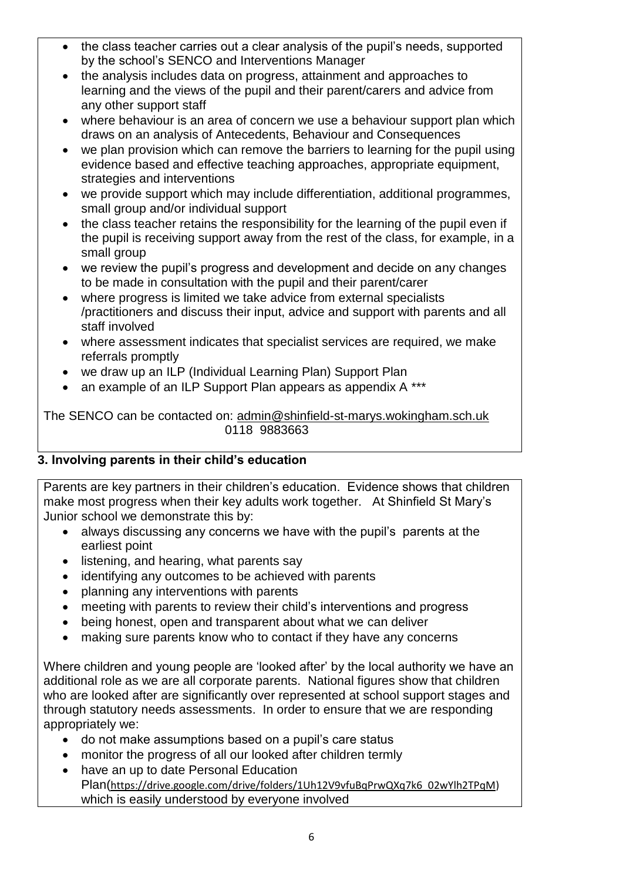- the class teacher carries out a clear analysis of the pupil's needs, supported by the school's SENCO and Interventions Manager
- the analysis includes data on progress, attainment and approaches to learning and the views of the pupil and their parent/carers and advice from any other support staff
- where behaviour is an area of concern we use a behaviour support plan which draws on an analysis of Antecedents, Behaviour and Consequences
- we plan provision which can remove the barriers to learning for the pupil using evidence based and effective teaching approaches, appropriate equipment, strategies and interventions
- we provide support which may include differentiation, additional programmes, small group and/or individual support
- the class teacher retains the responsibility for the learning of the pupil even if the pupil is receiving support away from the rest of the class, for example, in a small group
- we review the pupil's progress and development and decide on any changes to be made in consultation with the pupil and their parent/carer
- where progress is limited we take advice from external specialists /practitioners and discuss their input, advice and support with parents and all staff involved
- where assessment indicates that specialist services are required, we make referrals promptly
- we draw up an ILP (Individual Learning Plan) Support Plan
- an example of an ILP Support Plan appears as appendix A ***

The SENCO can be contacted on: admin@shinfield-st-marys.wokingham.sch.uk
0118 9883663

## 3. Involving parents in their child's education

Parents are key partners in their children's education. Evidence shows that children make most progress when their key adults work together. At Shinfield St Mary's Junior school we demonstrate this by:

- always discussing any concerns we have with the pupil's parents at the earliest point
- listening, and hearing, what parents say
- identifying any outcomes to be achieved with parents
- planning any interventions with parents
- meeting with parents to review their child's interventions and progress
- being honest, open and transparent about what we can deliver
- making sure parents know who to contact if they have any concerns

Where children and young people are 'looked after' by the local authority we have an additional role as we are all corporate parents. National figures show that children who are looked after are significantly over represented at school support stages and through statutory needs assessments. In order to ensure that we are responding appropriately we:

- do not make assumptions based on a pupil's care status
- monitor the progress of all our looked after children termly
- have an up to date Personal Education Plan(https://drive.google.com/drive/folders/1Uh12V9vfuBqPrwQXq7k6_02wYlh2TPqM) which is easily understood by everyone involved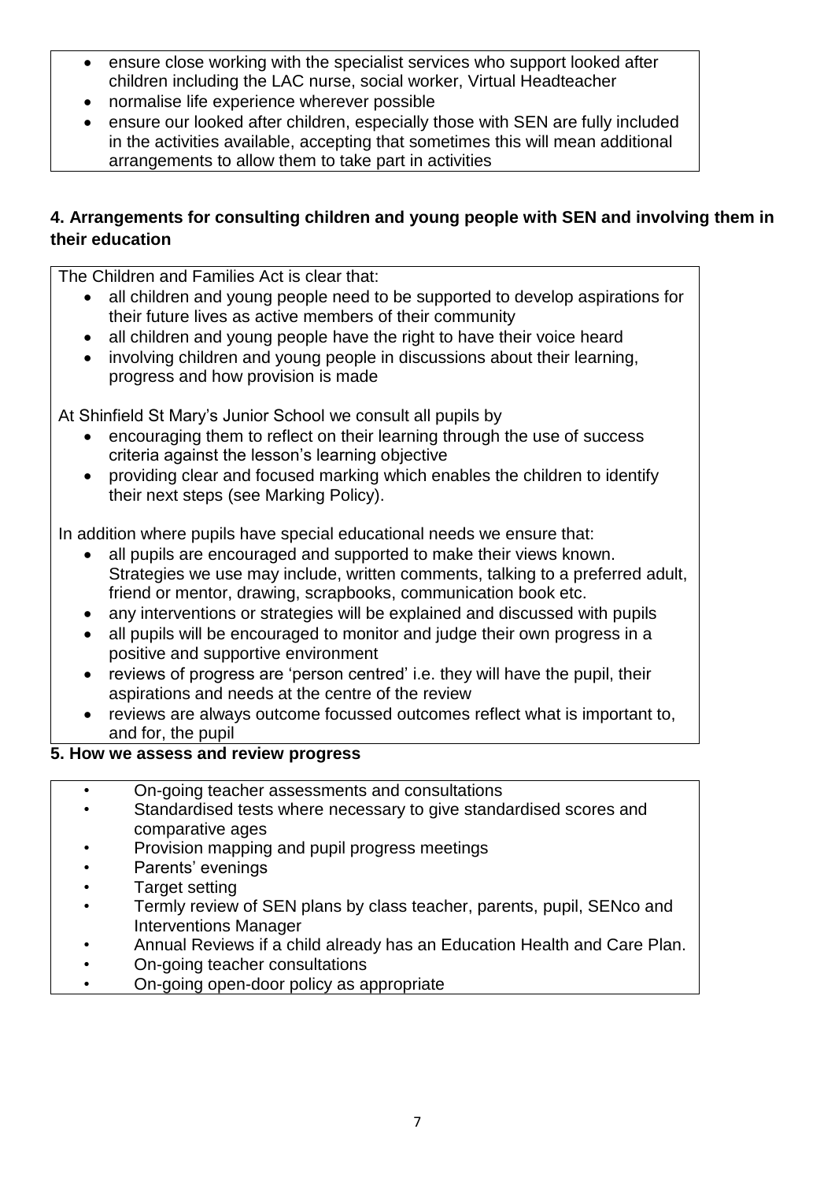- ensure close working with the specialist services who support looked after children including the LAC nurse, social worker, Virtual Headteacher
- normalise life experience wherever possible
- ensure our looked after children, especially those with SEN are fully included in the activities available, accepting that sometimes this will mean additional arrangements to allow them to take part in activities

## 4. Arrangements for consulting children and young people with SEN and involving them in their education

The Children and Families Act is clear that:

- all children and young people need to be supported to develop aspirations for their future lives as active members of their community
- all children and young people have the right to have their voice heard
- involving children and young people in discussions about their learning, progress and how provision is made

At Shinfield St Mary's Junior School we consult all pupils by

- encouraging them to reflect on their learning through the use of success criteria against the lesson's learning objective
- providing clear and focused marking which enables the children to identify their next steps (see Marking Policy).

In addition where pupils have special educational needs we ensure that:

- all pupils are encouraged and supported to make their views known. Strategies we use may include, written comments, talking to a preferred adult, friend or mentor, drawing, scrapbooks, communication book etc.
- any interventions or strategies will be explained and discussed with pupils
- all pupils will be encouraged to monitor and judge their own progress in a positive and supportive environment
- reviews of progress are 'person centred' i.e. they will have the pupil, their aspirations and needs at the centre of the review
- reviews are always outcome focussed outcomes reflect what is important to, and for, the pupil

## 5. How we assess and review progress

- On-going teacher assessments and consultations
- Standardised tests where necessary to give standardised scores and comparative ages
- Provision mapping and pupil progress meetings
- Parents' evenings
- Target setting
- Termly review of SEN plans by class teacher, parents, pupil, SENco and Interventions Manager
- Annual Reviews if a child already has an Education Health and Care Plan.
- On-going teacher consultations
- On-going open-door policy as appropriate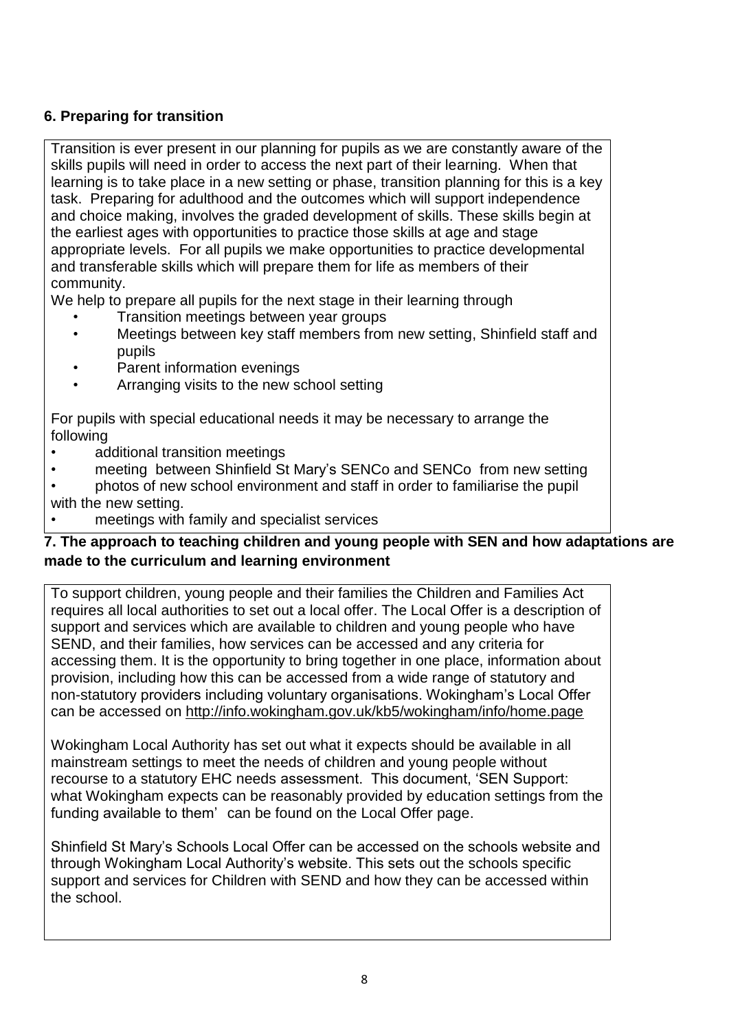**6. Preparing for transition**

Transition is ever present in our planning for pupils as we are constantly aware of the skills pupils will need in order to access the next part of their learning. When that learning is to take place in a new setting or phase, transition planning for this is a key task. Preparing for adulthood and the outcomes which will support independence and choice making, involves the graded development of skills. These skills begin at the earliest ages with opportunities to practice those skills at age and stage appropriate levels. For all pupils we make opportunities to practice developmental and transferable skills which will prepare them for life as members of their community.

We help to prepare all pupils for the next stage in their learning through

- Transition meetings between year groups
- Meetings between key staff members from new setting, Shinfield staff and pupils
- Parent information evenings
- Arranging visits to the new school setting

For pupils with special educational needs it may be necessary to arrange the following

- additional transition meetings
- meeting between Shinfield St Mary's SENCo and SENCo from new setting
- photos of new school environment and staff in order to familiarise the pupil with the new setting.
- meetings with family and specialist services

**7. The approach to teaching children and young people with SEN and how adaptations are made to the curriculum and learning environment**

To support children, young people and their families the Children and Families Act requires all local authorities to set out a local offer. The Local Offer is a description of support and services which are available to children and young people who have SEND, and their families, how services can be accessed and any criteria for accessing them. It is the opportunity to bring together in one place, information about provision, including how this can be accessed from a wide range of statutory and non-statutory providers including voluntary organisations. Wokingham's Local Offer can be accessed on http://info.wokingham.gov.uk/kb5/wokingham/info/home.page

Wokingham Local Authority has set out what it expects should be available in all mainstream settings to meet the needs of children and young people without recourse to a statutory EHC needs assessment. This document, 'SEN Support: what Wokingham expects can be reasonably provided by education settings from the funding available to them' can be found on the Local Offer page.

Shinfield St Mary's Schools Local Offer can be accessed on the schools website and through Wokingham Local Authority's website. This sets out the schools specific support and services for Children with SEND and how they can be accessed within the school.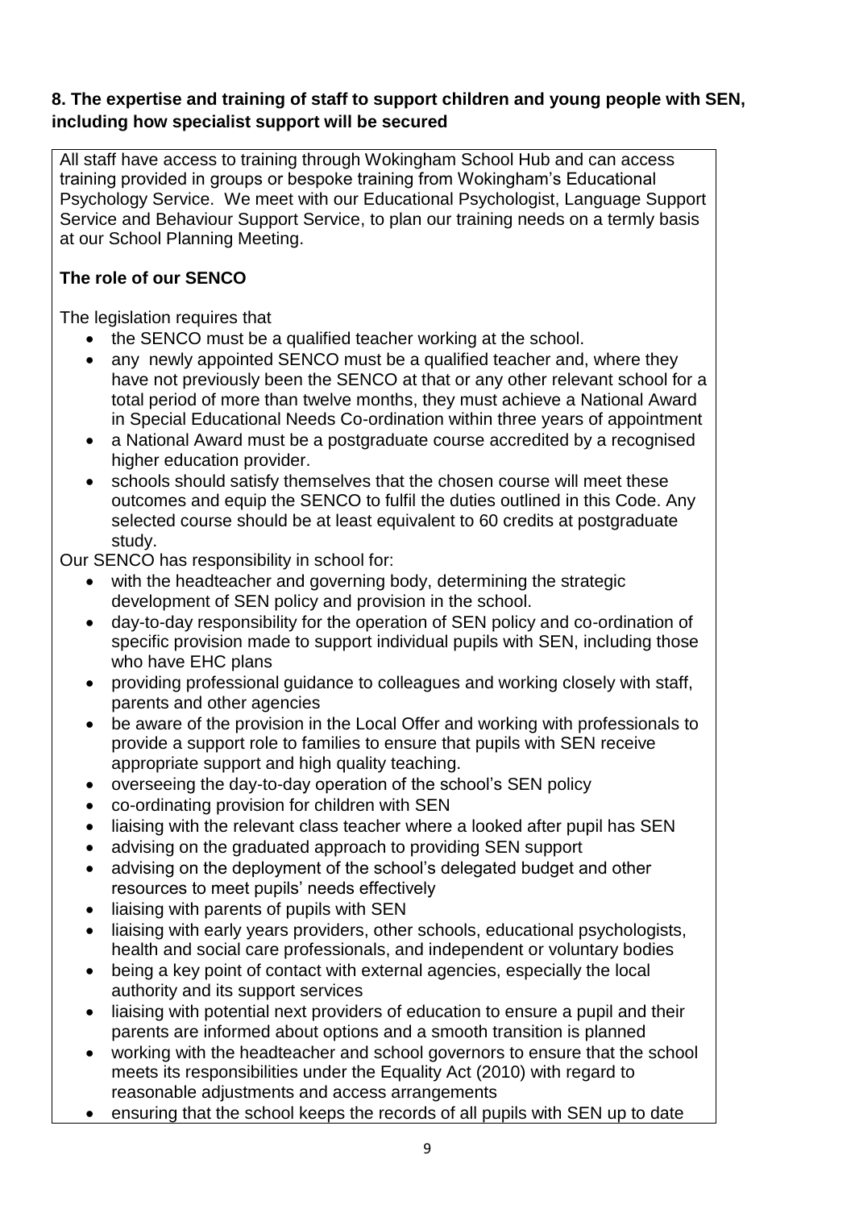**8. The expertise and training of staff to support children and young people with SEN, including how specialist support will be secured**

All staff have access to training through Wokingham School Hub and can access training provided in groups or bespoke training from Wokingham's Educational Psychology Service. We meet with our Educational Psychologist, Language Support Service and Behaviour Support Service, to plan our training needs on a termly basis at our School Planning Meeting.

**The role of our SENCO**

The legislation requires that

- the SENCO must be a qualified teacher working at the school.
- any newly appointed SENCO must be a qualified teacher and, where they have not previously been the SENCO at that or any other relevant school for a total period of more than twelve months, they must achieve a National Award in Special Educational Needs Co-ordination within three years of appointment
- a National Award must be a postgraduate course accredited by a recognised higher education provider.
- schools should satisfy themselves that the chosen course will meet these outcomes and equip the SENCO to fulfil the duties outlined in this Code. Any selected course should be at least equivalent to 60 credits at postgraduate study.

Our SENCO has responsibility in school for:

- with the headteacher and governing body, determining the strategic development of SEN policy and provision in the school.
- day-to-day responsibility for the operation of SEN policy and co-ordination of specific provision made to support individual pupils with SEN, including those who have EHC plans
- providing professional guidance to colleagues and working closely with staff, parents and other agencies
- be aware of the provision in the Local Offer and working with professionals to provide a support role to families to ensure that pupils with SEN receive appropriate support and high quality teaching.
- overseeing the day-to-day operation of the school's SEN policy
- co-ordinating provision for children with SEN
- liaising with the relevant class teacher where a looked after pupil has SEN
- advising on the graduated approach to providing SEN support
- advising on the deployment of the school's delegated budget and other resources to meet pupils' needs effectively
- liaising with parents of pupils with SEN
- liaising with early years providers, other schools, educational psychologists, health and social care professionals, and independent or voluntary bodies
- being a key point of contact with external agencies, especially the local authority and its support services
- liaising with potential next providers of education to ensure a pupil and their parents are informed about options and a smooth transition is planned
- working with the headteacher and school governors to ensure that the school meets its responsibilities under the Equality Act (2010) with regard to reasonable adjustments and access arrangements
- ensuring that the school keeps the records of all pupils with SEN up to date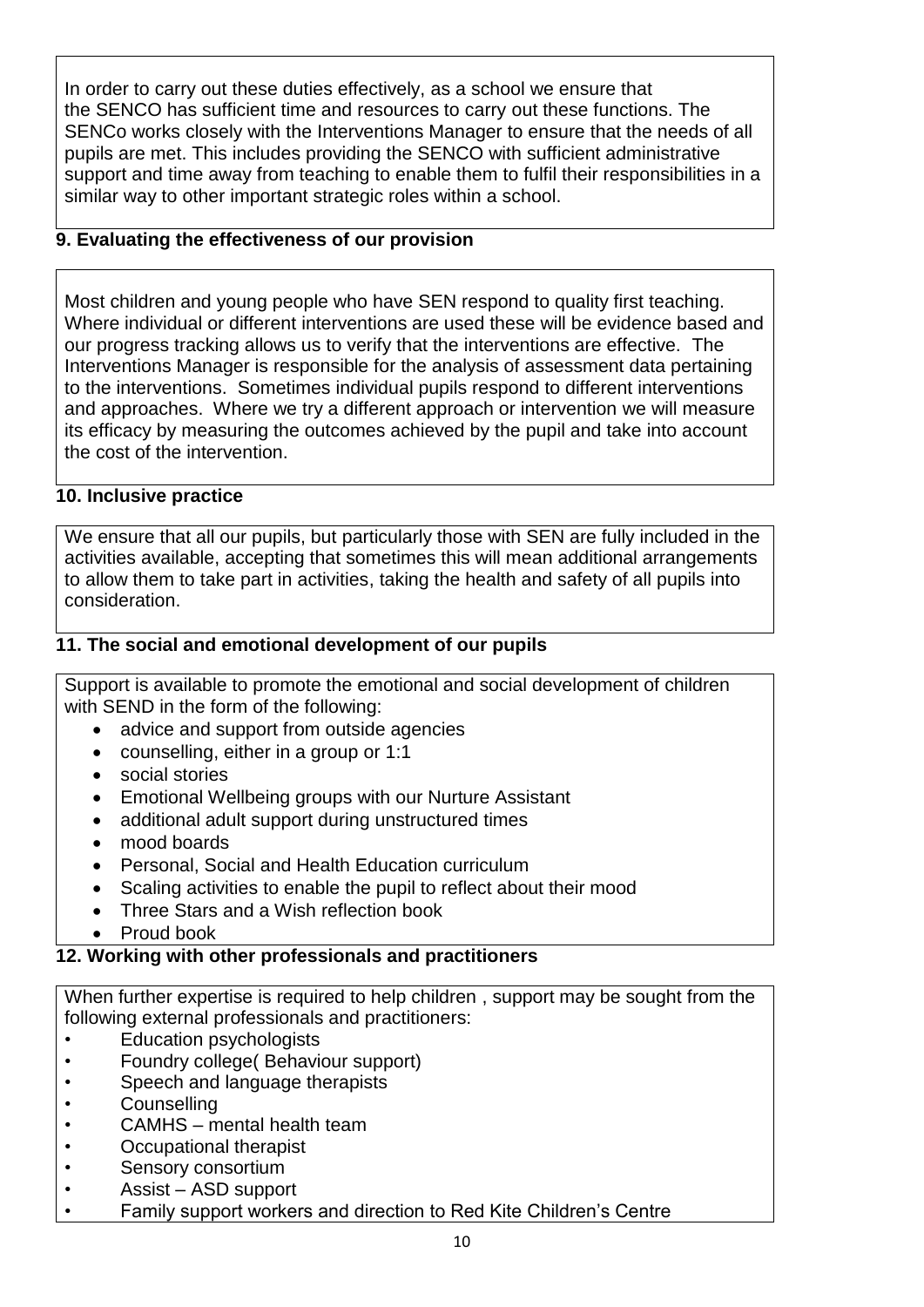In order to carry out these duties effectively, as a school we ensure that the SENCO has sufficient time and resources to carry out these functions. The SENCo works closely with the Interventions Manager to ensure that the needs of all pupils are met. This includes providing the SENCO with sufficient administrative support and time away from teaching to enable them to fulfil their responsibilities in a similar way to other important strategic roles within a school.

**9. Evaluating the effectiveness of our provision**

Most children and young people who have SEN respond to quality first teaching. Where individual or different interventions are used these will be evidence based and our progress tracking allows us to verify that the interventions are effective. The Interventions Manager is responsible for the analysis of assessment data pertaining to the interventions. Sometimes individual pupils respond to different interventions and approaches. Where we try a different approach or intervention we will measure its efficacy by measuring the outcomes achieved by the pupil and take into account the cost of the intervention.

**10. Inclusive practice**

We ensure that all our pupils, but particularly those with SEN are fully included in the activities available, accepting that sometimes this will mean additional arrangements to allow them to take part in activities, taking the health and safety of all pupils into consideration.

**11. The social and emotional development of our pupils**

Support is available to promote the emotional and social development of children with SEND in the form of the following:

- advice and support from outside agencies
- counselling, either in a group or 1:1
- social stories
- Emotional Wellbeing groups with our Nurture Assistant
- additional adult support during unstructured times
- mood boards
- Personal, Social and Health Education curriculum
- Scaling activities to enable the pupil to reflect about their mood
- Three Stars and a Wish reflection book
- Proud book

**12. Working with other professionals and practitioners**

When further expertise is required to help children , support may be sought from the following external professionals and practitioners:

- Education psychologists
- Foundry college( Behaviour support)
- Speech and language therapists
- Counselling
- CAMHS – mental health team
- Occupational therapist
- Sensory consortium
- Assist – ASD support
- Family support workers and direction to Red Kite Children's Centre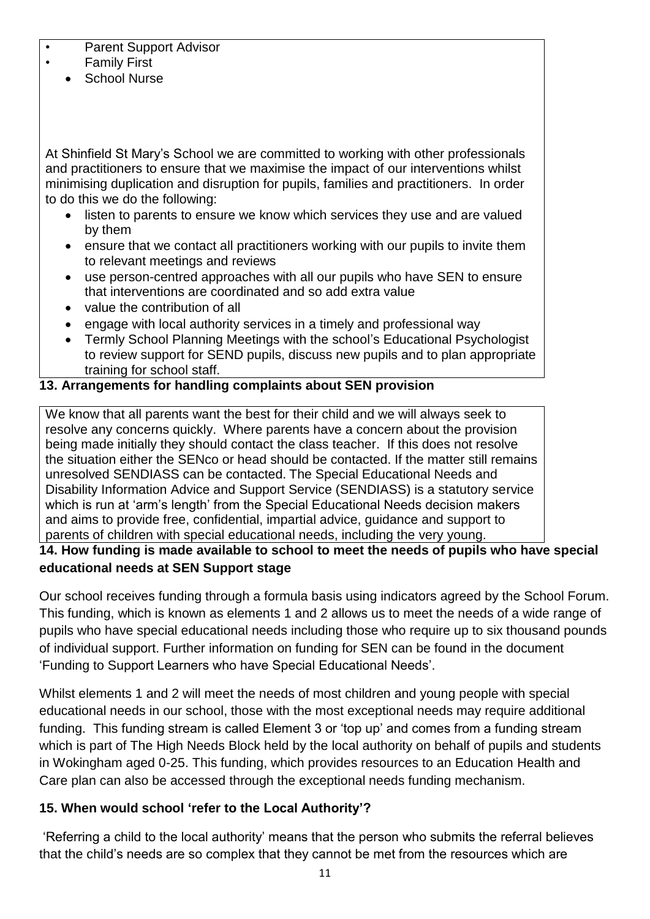- Parent Support Advisor
- Family First
- School Nurse

At Shinfield St Mary's School we are committed to working with other professionals and practitioners to ensure that we maximise the impact of our interventions whilst minimising duplication and disruption for pupils, families and practitioners. In order to do this we do the following:

- listen to parents to ensure we know which services they use and are valued by them
- ensure that we contact all practitioners working with our pupils to invite them to relevant meetings and reviews
- use person-centred approaches with all our pupils who have SEN to ensure that interventions are coordinated and so add extra value
- value the contribution of all
- engage with local authority services in a timely and professional way
- Termly School Planning Meetings with the school's Educational Psychologist to review support for SEND pupils, discuss new pupils and to plan appropriate training for school staff.

**13. Arrangements for handling complaints about SEN provision**

We know that all parents want the best for their child and we will always seek to resolve any concerns quickly. Where parents have a concern about the provision being made initially they should contact the class teacher. If this does not resolve the situation either the SENco or head should be contacted. If the matter still remains unresolved SENDIASS can be contacted. The Special Educational Needs and Disability Information Advice and Support Service (SENDIASS) is a statutory service which is run at 'arm's length' from the Special Educational Needs decision makers and aims to provide free, confidential, impartial advice, guidance and support to parents of children with special educational needs, including the very young.

**14. How funding is made available to school to meet the needs of pupils who have special educational needs at SEN Support stage**

Our school receives funding through a formula basis using indicators agreed by the School Forum. This funding, which is known as elements 1 and 2 allows us to meet the needs of a wide range of pupils who have special educational needs including those who require up to six thousand pounds of individual support. Further information on funding for SEN can be found in the document 'Funding to Support Learners who have Special Educational Needs'.

Whilst elements 1 and 2 will meet the needs of most children and young people with special educational needs in our school, those with the most exceptional needs may require additional funding. This funding stream is called Element 3 or 'top up' and comes from a funding stream which is part of The High Needs Block held by the local authority on behalf of pupils and students in Wokingham aged 0-25. This funding, which provides resources to an Education Health and Care plan can also be accessed through the exceptional needs funding mechanism.

**15. When would school 'refer to the Local Authority'?**

'Referring a child to the local authority' means that the person who submits the referral believes that the child's needs are so complex that they cannot be met from the resources which are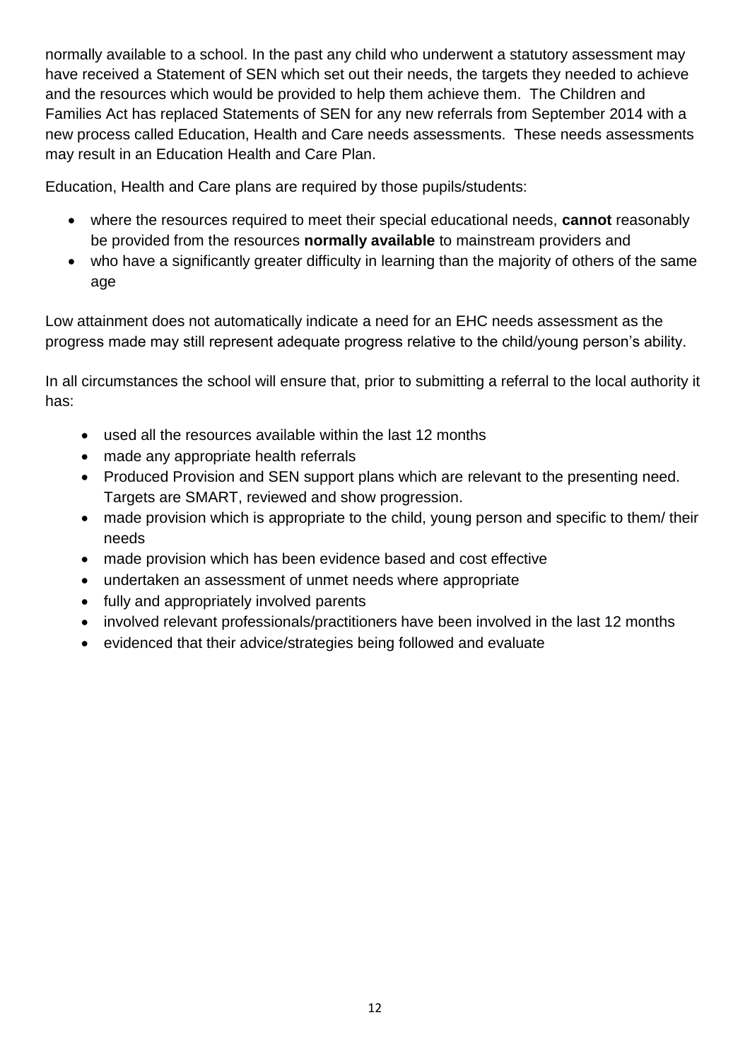normally available to a school. In the past any child who underwent a statutory assessment may have received a Statement of SEN which set out their needs, the targets they needed to achieve and the resources which would be provided to help them achieve them. The Children and Families Act has replaced Statements of SEN for any new referrals from September 2014 with a new process called Education, Health and Care needs assessments. These needs assessments may result in an Education Health and Care Plan.

Education, Health and Care plans are required by those pupils/students:

- where the resources required to meet their special educational needs, **cannot** reasonably be provided from the resources **normally available** to mainstream providers and
- who have a significantly greater difficulty in learning than the majority of others of the same age

Low attainment does not automatically indicate a need for an EHC needs assessment as the progress made may still represent adequate progress relative to the child/young person's ability.

In all circumstances the school will ensure that, prior to submitting a referral to the local authority it has:

- used all the resources available within the last 12 months
- made any appropriate health referrals
- Produced Provision and SEN support plans which are relevant to the presenting need. Targets are SMART, reviewed and show progression.
- made provision which is appropriate to the child, young person and specific to them/ their needs
- made provision which has been evidence based and cost effective
- undertaken an assessment of unmet needs where appropriate
- fully and appropriately involved parents
- involved relevant professionals/practitioners have been involved in the last 12 months
- evidenced that their advice/strategies being followed and evaluate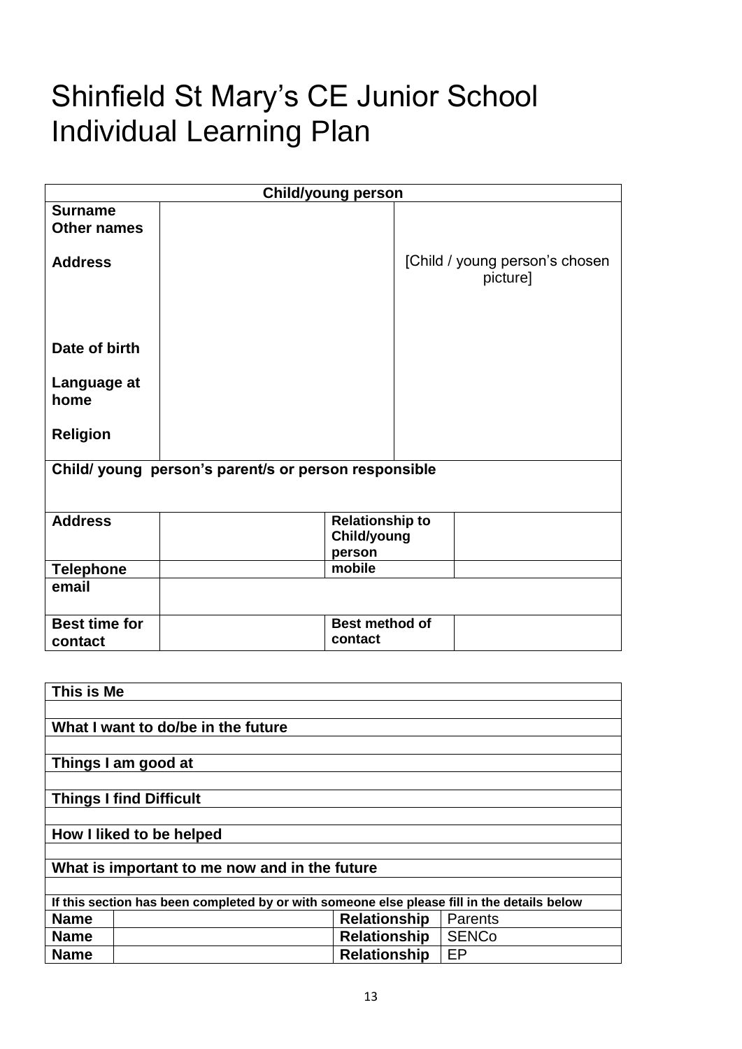# Shinfield St Mary's CE Junior School Individual Learning Plan

| Child/young person | | |
|---|---|---|
| **Surname**<br>**Other names**<br><br>**Address**<br><br><br><br>**Date of birth**<br><br>**Language at home**<br><br>**Religion** | | [Child / young person's chosen picture] |

| Child/ young person's parent/s or person responsible | | | |
|---|---|---|---|
| **Address** | | **Relationship to Child/young person** | |
| **Telephone** | | **mobile** | |
| **email** | | | |
| **Best time for contact** | | **Best method of contact** | |

| This is Me | | | |
|---|---|---|---|
| | | | |
| **What I want to do/be in the future** | | | |
| | | | |
| **Things I am good at** | | | |
| | | | |
| **Things I find Difficult** | | | |
| | | | |
| **How I liked to be helped** | | | |
| | | | |
| **What is important to me now and in the future** | | | |
| | | | |
| **If this section has been completed by or with someone else please fill in the details below** | | | |
| **Name** | | **Relationship** | Parents |
| **Name** | | **Relationship** | SENCo |
| **Name** | | **Relationship** | EP |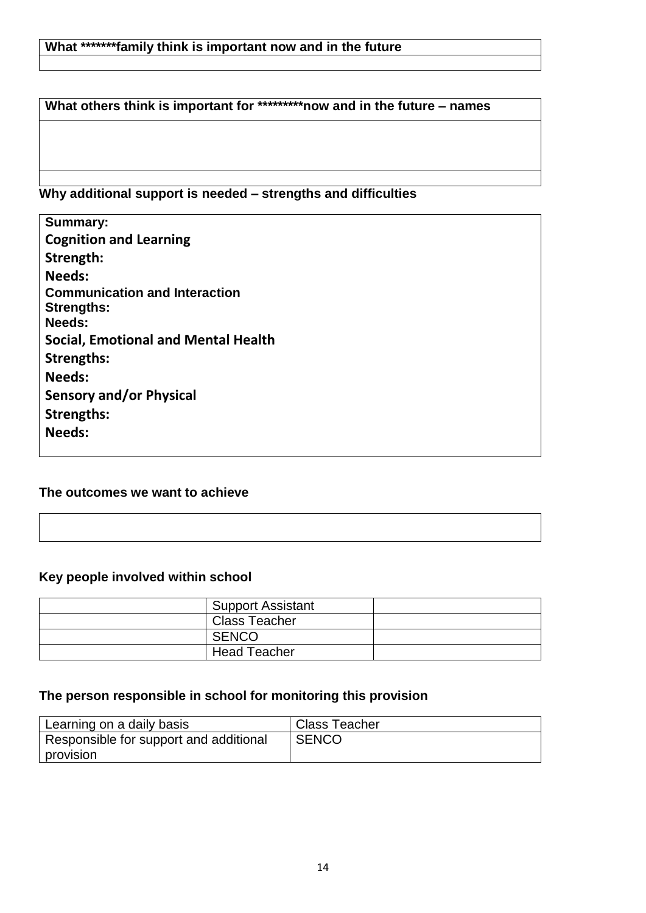| What *******family think is important now and in the future |
| --- |
| |

| What others think is important for *********now and in the future – names |
| --- |
| |
| |

**Why additional support is needed – strengths and difficulties**

**Summary:**
**Cognition and Learning**
**Strength:**
**Needs:**
**Communication and Interaction**
**Strengths:**
**Needs:**
**Social, Emotional and Mental Health**
**Strengths:**
**Needs:**
**Sensory and/or Physical**
**Strengths:**
**Needs:**

**The outcomes we want to achieve**

| |
| --- |
| |

**Key people involved within school**

| | | |
| --- | --- | --- |
| | Support Assistant | |
| | Class Teacher | |
| | SENCO | |
| | Head Teacher | |

**The person responsible in school for monitoring this provision**

| | |
| --- | --- |
| Learning on a daily basis | Class Teacher |
| Responsible for support and additional provision | SENCO |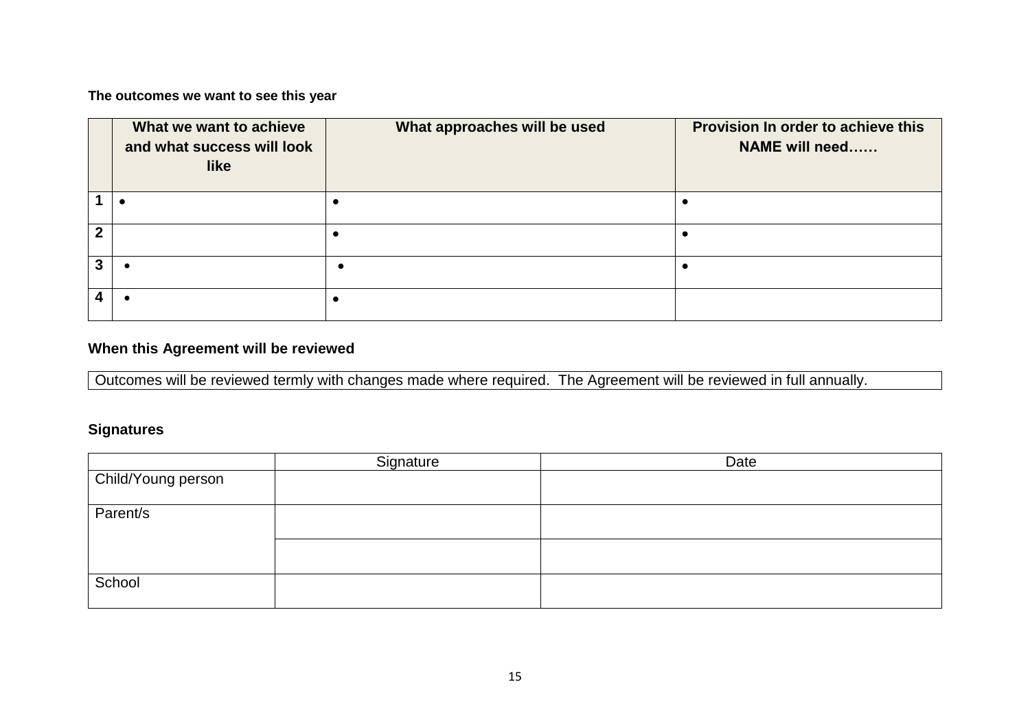**The outcomes we want to see this year**

| | What we want to achieve and what success will look like | What approaches will be used | Provision In order to achieve this NAME will need…… |
|---|---|---|---|
| 1 | • | • | • |
| 2 | | • | • |
| 3 | • | • | • |
| 4 | • | • | |

### When this Agreement will be reviewed

| |
|---|
| Outcomes will be reviewed termly with changes made where required. The Agreement will be reviewed in full annually. |

### Signatures

| | Signature | Date |
|---|---|---|
| Child/Young person | | |
| Parent/s | | |
| | | |
| School | | |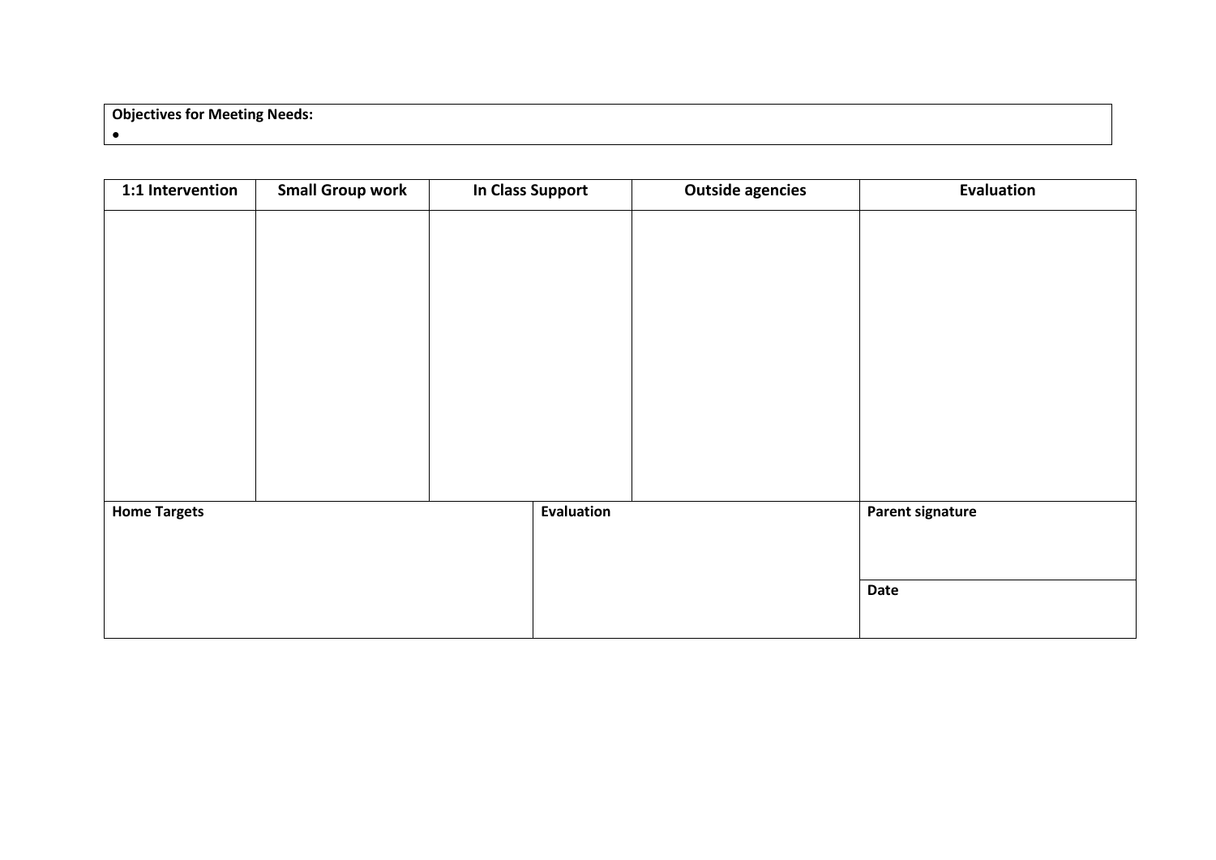| **Objectives for Meeting Needs:** |
|---|
| • |

| 1:1 Intervention | Small Group work | In Class Support | Outside agencies | Evaluation |
|---|---|---|---|---|
| | | | | |

| **Home Targets** | **Evaluation** | **Parent signature** |
|---|---|---|
| | | **Date** |